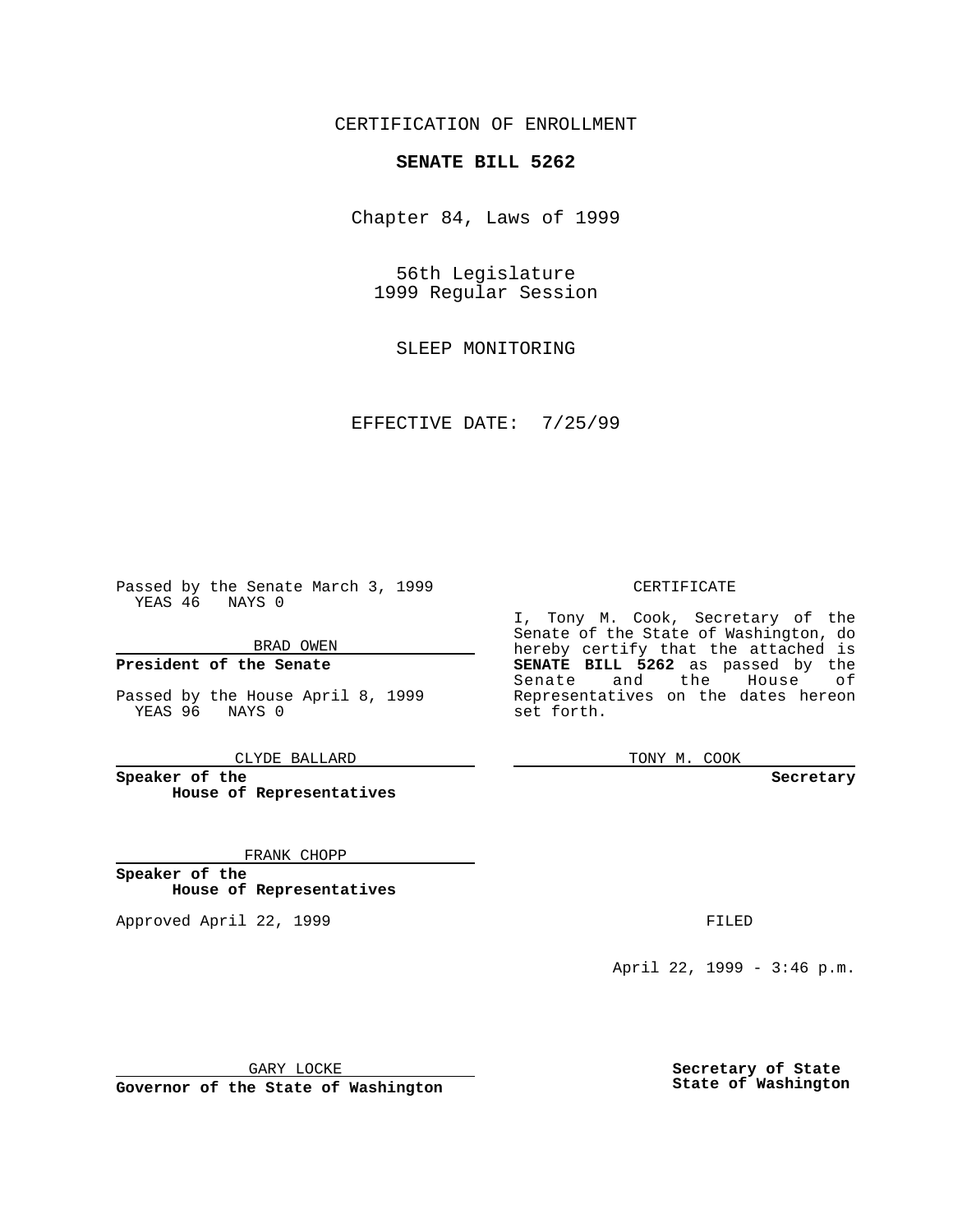CERTIFICATION OF ENROLLMENT

**SENATE BILL 5262**

Chapter 84, Laws of 1999

56th Legislature
1999 Regular Session

SLEEP MONITORING

EFFECTIVE DATE: 7/25/99

Passed by the Senate March 3, 1999
YEAS 46 NAYS 0

BRAD OWEN

**President of the Senate**

Passed by the House April 8, 1999
YEAS 96 NAYS 0

CLYDE BALLARD

**Speaker of the House of Representatives**

FRANK CHOPP

**Speaker of the House of Representatives**

Approved April 22, 1999

GARY LOCKE

**Governor of the State of Washington**

CERTIFICATE

I, Tony M. Cook, Secretary of the Senate of the State of Washington, do hereby certify that the attached is **SENATE BILL 5262** as passed by the Senate and the House of Representatives on the dates hereon set forth.

TONY M. COOK

**Secretary**

FILED

April 22, 1999 - 3:46 p.m.

**Secretary of State**
**State of Washington**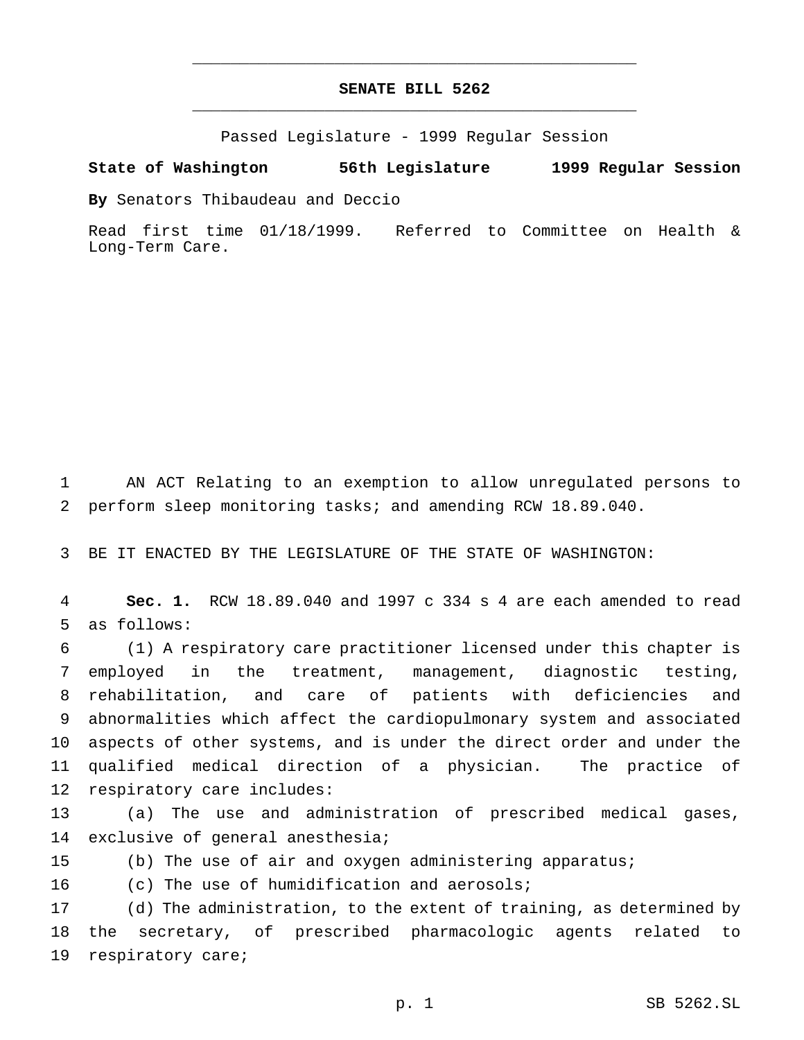# SENATE BILL 5262

Passed Legislature - 1999 Regular Session

**State of Washington 56th Legislature 1999 Regular Session**

**By** Senators Thibaudeau and Deccio

Read first time 01/18/1999. Referred to Committee on Health & Long-Term Care.

AN ACT Relating to an exemption to allow unregulated persons to perform sleep monitoring tasks; and amending RCW 18.89.040.

BE IT ENACTED BY THE LEGISLATURE OF THE STATE OF WASHINGTON:

**Sec. 1.** RCW 18.89.040 and 1997 c 334 s 4 are each amended to read as follows:

(1) A respiratory care practitioner licensed under this chapter is employed in the treatment, management, diagnostic testing, rehabilitation, and care of patients with deficiencies and abnormalities which affect the cardiopulmonary system and associated aspects of other systems, and is under the direct order and under the qualified medical direction of a physician. The practice of respiratory care includes:

(a) The use and administration of prescribed medical gases, exclusive of general anesthesia;

(b) The use of air and oxygen administering apparatus;

(c) The use of humidification and aerosols;

(d) The administration, to the extent of training, as determined by the secretary, of prescribed pharmacologic agents related to respiratory care;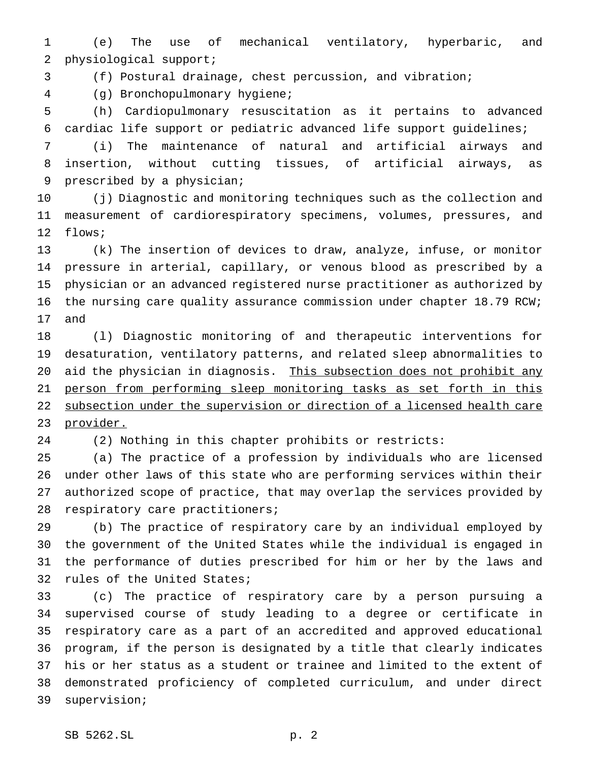(e) The use of mechanical ventilatory, hyperbaric, and physiological support;

(f) Postural drainage, chest percussion, and vibration;

(g) Bronchopulmonary hygiene;

(h) Cardiopulmonary resuscitation as it pertains to advanced cardiac life support or pediatric advanced life support guidelines;

(i) The maintenance of natural and artificial airways and insertion, without cutting tissues, of artificial airways, as prescribed by a physician;

(j) Diagnostic and monitoring techniques such as the collection and measurement of cardiorespiratory specimens, volumes, pressures, and flows;

(k) The insertion of devices to draw, analyze, infuse, or monitor pressure in arterial, capillary, or venous blood as prescribed by a physician or an advanced registered nurse practitioner as authorized by the nursing care quality assurance commission under chapter 18.79 RCW; and

(l) Diagnostic monitoring of and therapeutic interventions for desaturation, ventilatory patterns, and related sleep abnormalities to aid the physician in diagnosis. <u>This subsection does not prohibit any person from performing sleep monitoring tasks as set forth in this subsection under the supervision or direction of a licensed health care provider.</u>

(2) Nothing in this chapter prohibits or restricts:

(a) The practice of a profession by individuals who are licensed under other laws of this state who are performing services within their authorized scope of practice, that may overlap the services provided by respiratory care practitioners;

(b) The practice of respiratory care by an individual employed by the government of the United States while the individual is engaged in the performance of duties prescribed for him or her by the laws and rules of the United States;

(c) The practice of respiratory care by a person pursuing a supervised course of study leading to a degree or certificate in respiratory care as a part of an accredited and approved educational program, if the person is designated by a title that clearly indicates his or her status as a student or trainee and limited to the extent of demonstrated proficiency of completed curriculum, and under direct supervision;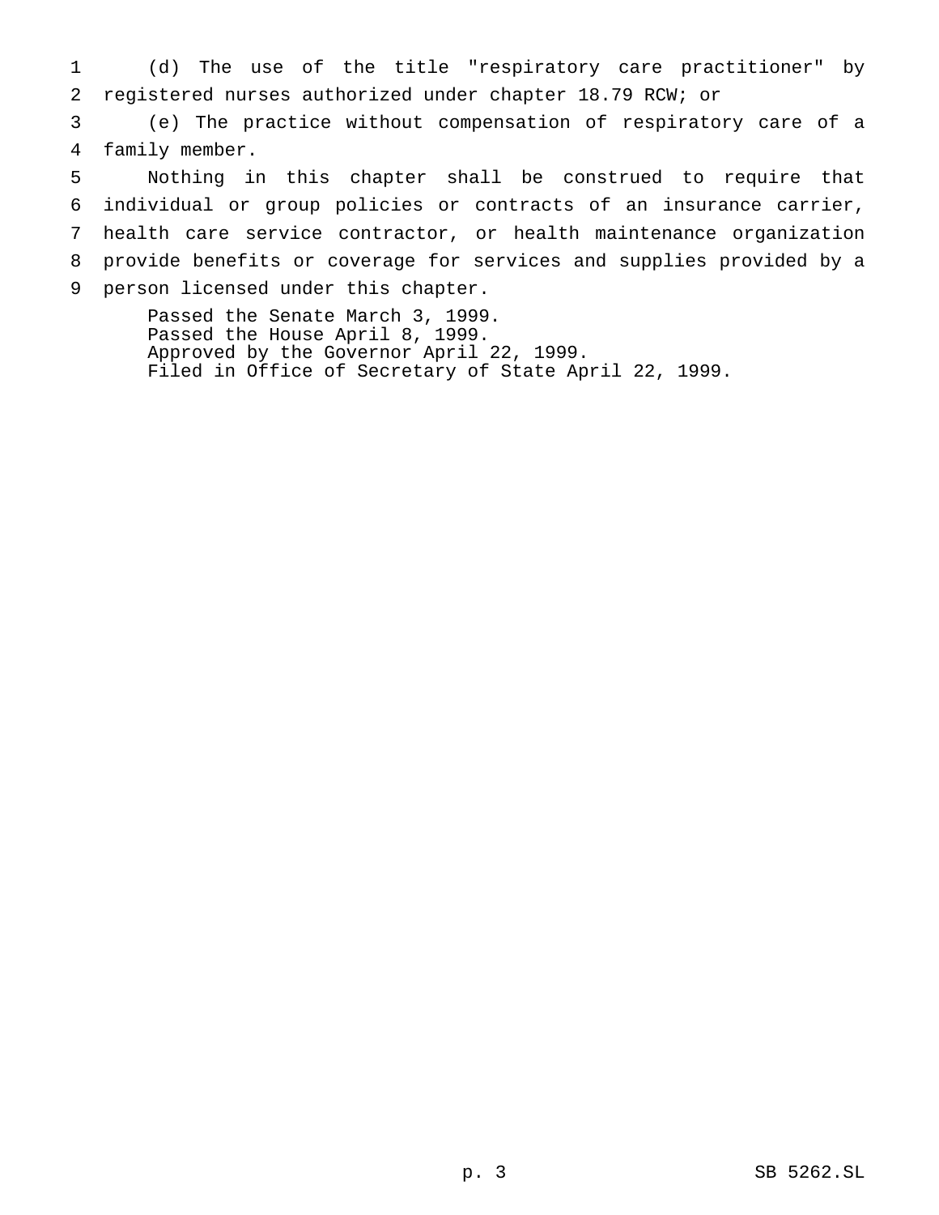(d) The use of the title "respiratory care practitioner" by registered nurses authorized under chapter 18.79 RCW; or

(e) The practice without compensation of respiratory care of a family member.

Nothing in this chapter shall be construed to require that individual or group policies or contracts of an insurance carrier, health care service contractor, or health maintenance organization provide benefits or coverage for services and supplies provided by a person licensed under this chapter.

Passed the Senate March 3, 1999.
Passed the House April 8, 1999.
Approved by the Governor April 22, 1999.
Filed in Office of Secretary of State April 22, 1999.